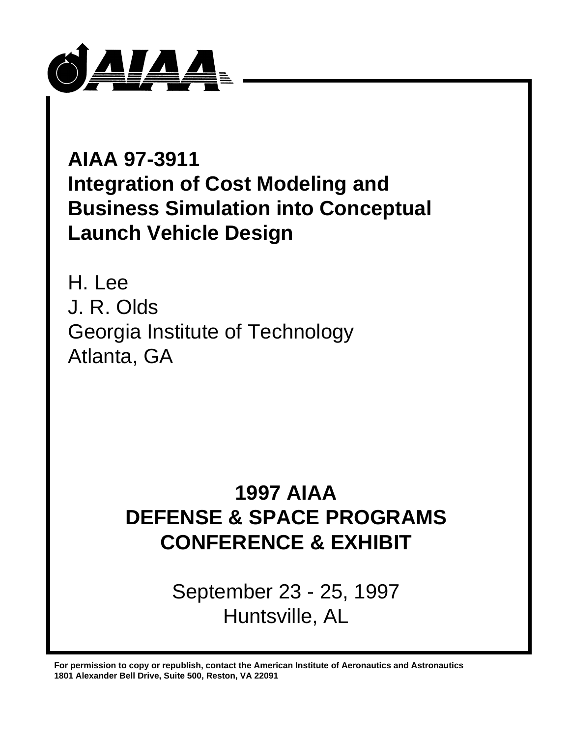AIAA

# AIAA 97-3911
# Integration of Cost Modeling and Business Simulation into Conceptual Launch Vehicle Design

H. Lee
J. R. Olds
Georgia Institute of Technology
Atlanta, GA

## 1997 AIAA DEFENSE & SPACE PROGRAMS CONFERENCE & EXHIBIT

September 23 - 25, 1997
Huntsville, AL

**For permission to copy or republish, contact the American Institute of Aeronautics and Astronautics 1801 Alexander Bell Drive, Suite 500, Reston, VA 22091**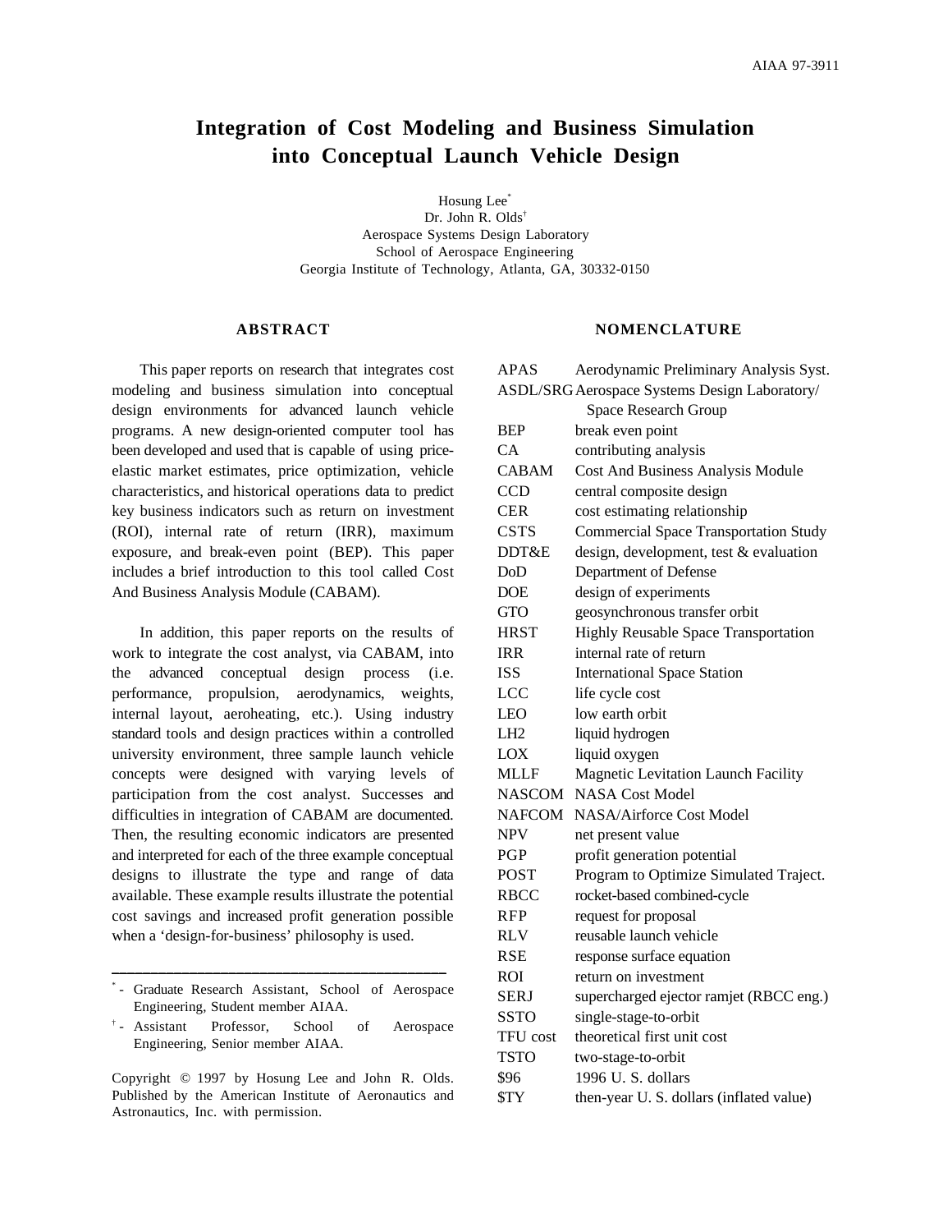# Integration of Cost Modeling and Business Simulation into Conceptual Launch Vehicle Design

Hosung Lee[*]
Dr. John R. Olds[†]
Aerospace Systems Design Laboratory
School of Aerospace Engineering
Georgia Institute of Technology, Atlanta, GA, 30332-0150

## ABSTRACT

This paper reports on research that integrates cost modeling and business simulation into conceptual design environments for advanced launch vehicle programs. A new design-oriented computer tool has been developed and used that is capable of using price-elastic market estimates, price optimization, vehicle characteristics, and historical operations data to predict key business indicators such as return on investment (ROI), internal rate of return (IRR), maximum exposure, and break-even point (BEP). This paper includes a brief introduction to this tool called Cost And Business Analysis Module (CABAM).

In addition, this paper reports on the results of work to integrate the cost analyst, via CABAM, into the advanced conceptual design process (i.e. performance, propulsion, aerodynamics, weights, internal layout, aeroheating, etc.). Using industry standard tools and design practices within a controlled university environment, three sample launch vehicle concepts were designed with varying levels of participation from the cost analyst. Successes and difficulties in integration of CABAM are documented. Then, the resulting economic indicators are presented and interpreted for each of the three example conceptual designs to illustrate the type and range of data available. These example results illustrate the potential cost savings and increased profit generation possible when a 'design-for-business' philosophy is used.

[*] - Graduate Research Assistant, School of Aerospace Engineering, Student member AIAA.

[†] - Assistant Professor, School of Aerospace Engineering, Senior member AIAA.

Copyright © 1997 by Hosung Lee and John R. Olds. Published by the American Institute of Aeronautics and Astronautics, Inc. with permission.

## NOMENCLATURE

| | |
|---|---|
| APAS | Aerodynamic Preliminary Analysis Syst. |
| ASDL/SRG | Aerospace Systems Design Laboratory/ Space Research Group |
| BEP | break even point |
| CA | contributing analysis |
| CABAM | Cost And Business Analysis Module |
| CCD | central composite design |
| CER | cost estimating relationship |
| CSTS | Commercial Space Transportation Study |
| DDT&E | design, development, test & evaluation |
| DoD | Department of Defense |
| DOE | design of experiments |
| GTO | geosynchronous transfer orbit |
| HRST | Highly Reusable Space Transportation |
| IRR | internal rate of return |
| ISS | International Space Station |
| LCC | life cycle cost |
| LEO | low earth orbit |
| LH2 | liquid hydrogen |
| LOX | liquid oxygen |
| MLLF | Magnetic Levitation Launch Facility |
| NASCOM | NASA Cost Model |
| NAFCOM | NASA/Airforce Cost Model |
| NPV | net present value |
| PGP | profit generation potential |
| POST | Program to Optimize Simulated Traject. |
| RBCC | rocket-based combined-cycle |
| RFP | request for proposal |
| RLV | reusable launch vehicle |
| RSE | response surface equation |
| ROI | return on investment |
| SERJ | supercharged ejector ramjet (RBCC eng.) |
| SSTO | single-stage-to-orbit |
| TFU cost | theoretical first unit cost |
| TSTO | two-stage-to-orbit |
| \$96 | 1996 U. S. dollars |
| \$TY | then-year U. S. dollars (inflated value) |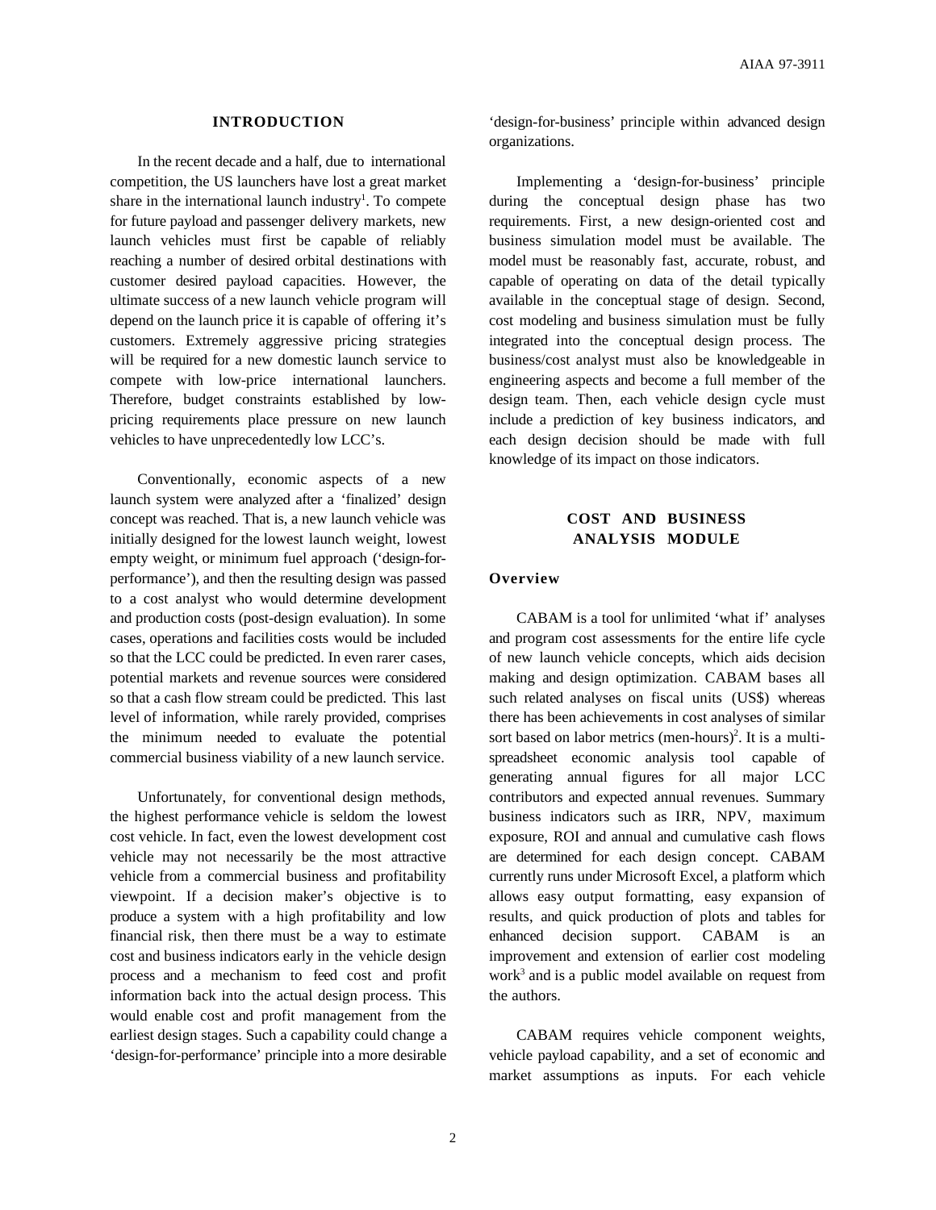## INTRODUCTION

In the recent decade and a half, due to international competition, the US launchers have lost a great market share in the international launch industry[1]. To compete for future payload and passenger delivery markets, new launch vehicles must first be capable of reliably reaching a number of desired orbital destinations with customer desired payload capacities. However, the ultimate success of a new launch vehicle program will depend on the launch price it is capable of offering it's customers. Extremely aggressive pricing strategies will be required for a new domestic launch service to compete with low-price international launchers. Therefore, budget constraints established by low-pricing requirements place pressure on new launch vehicles to have unprecedentedly low LCC's.

Conventionally, economic aspects of a new launch system were analyzed after a 'finalized' design concept was reached. That is, a new launch vehicle was initially designed for the lowest launch weight, lowest empty weight, or minimum fuel approach ('design-for-performance'), and then the resulting design was passed to a cost analyst who would determine development and production costs (post-design evaluation). In some cases, operations and facilities costs would be included so that the LCC could be predicted. In even rarer cases, potential markets and revenue sources were considered so that a cash flow stream could be predicted. This last level of information, while rarely provided, comprises the minimum needed to evaluate the potential commercial business viability of a new launch service.

Unfortunately, for conventional design methods, the highest performance vehicle is seldom the lowest cost vehicle. In fact, even the lowest development cost vehicle may not necessarily be the most attractive vehicle from a commercial business and profitability viewpoint. If a decision maker's objective is to produce a system with a high profitability and low financial risk, then there must be a way to estimate cost and business indicators early in the vehicle design process and a mechanism to feed cost and profit information back into the actual design process. This would enable cost and profit management from the earliest design stages. Such a capability could change a 'design-for-performance' principle into a more desirable 'design-for-business' principle within advanced design organizations.

Implementing a 'design-for-business' principle during the conceptual design phase has two requirements. First, a new design-oriented cost and business simulation model must be available. The model must be reasonably fast, accurate, robust, and capable of operating on data of the detail typically available in the conceptual stage of design. Second, cost modeling and business simulation must be fully integrated into the conceptual design process. The business/cost analyst must also be knowledgeable in engineering aspects and become a full member of the design team. Then, each vehicle design cycle must include a prediction of key business indicators, and each design decision should be made with full knowledge of its impact on those indicators.

## COST AND BUSINESS ANALYSIS MODULE

### Overview

CABAM is a tool for unlimited 'what if' analyses and program cost assessments for the entire life cycle of new launch vehicle concepts, which aids decision making and design optimization. CABAM bases all such related analyses on fiscal units (US$) whereas there has been achievements in cost analyses of similar sort based on labor metrics (men-hours)[2]. It is a multi-spreadsheet economic analysis tool capable of generating annual figures for all major LCC contributors and expected annual revenues. Summary business indicators such as IRR, NPV, maximum exposure, ROI and annual and cumulative cash flows are determined for each design concept. CABAM currently runs under Microsoft Excel, a platform which allows easy output formatting, easy expansion of results, and quick production of plots and tables for enhanced decision support. CABAM is an improvement and extension of earlier cost modeling work[3] and is a public model available on request from the authors.

CABAM requires vehicle component weights, vehicle payload capability, and a set of economic and market assumptions as inputs. For each vehicle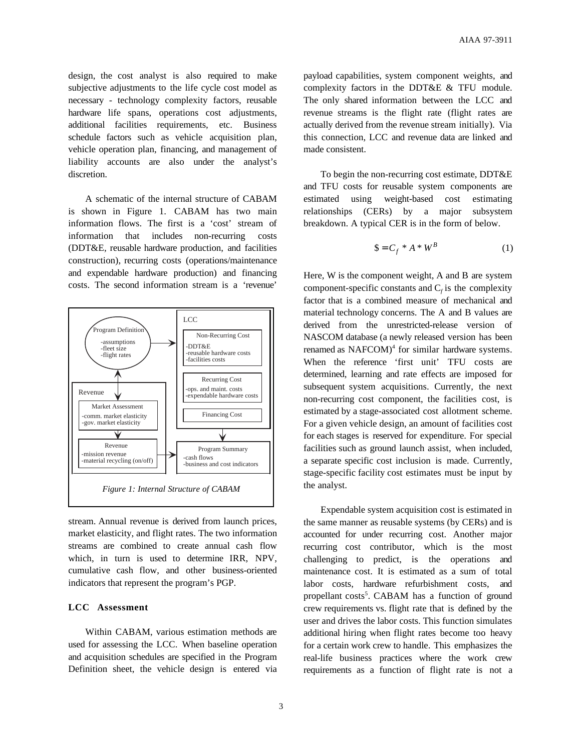design, the cost analyst is also required to make subjective adjustments to the life cycle cost model as necessary - technology complexity factors, reusable hardware life spans, operations cost adjustments, additional facilities requirements, etc. Business schedule factors such as vehicle acquisition plan, vehicle operation plan, financing, and management of liability accounts are also under the analyst's discretion.

A schematic of the internal structure of CABAM is shown in Figure 1. CABAM has two main information flows. The first is a 'cost' stream of information that includes non-recurring costs (DDT&E, reusable hardware production, and facilities construction), recurring costs (operations/maintenance and expendable hardware production) and financing costs. The second information stream is a 'revenue' stream. Annual revenue is derived from launch prices, market elasticity, and flight rates. The two information streams are combined to create annual cash flow which, in turn is used to determine IRR, NPV, cumulative cash flow, and other business-oriented indicators that represent the program's PGP.

Program Definition
-assumptions
-fleet size
-flight rates

LCC

Non-Recurring Cost
-DDT&E
-reusable hardware costs
-facilities costs

Recurring Cost
-ops. and maint. costs
-expendable hardware costs

Financing Cost

Revenue

Market Assessment
-comm. market elasticity
-gov. market elasticity

Revenue
-mission revenue
-material recycling (on/off)

Program Summary
-cash flows
-business and cost indicators

*Figure 1: Internal Structure of CABAM*

## LCC Assessment

Within CABAM, various estimation methods are used for assessing the LCC. When baseline operation and acquisition schedules are specified in the Program Definition sheet, the vehicle design is entered via payload capabilities, system component weights, and complexity factors in the DDT&E & TFU module. The only shared information between the LCC and revenue streams is the flight rate (flight rates are actually derived from the revenue stream initially). Via this connection, LCC and revenue data are linked and made consistent.

To begin the non-recurring cost estimate, DDT&E and TFU costs for reusable system components are estimated using weight-based cost estimating relationships (CERs) by a major subsystem breakdown. A typical CER is in the form of below.

$$\$ = C_f * A * W^B \qquad (1)$$

Here, W is the component weight, A and B are system component-specific constants and $C_f$ is the complexity factor that is a combined measure of mechanical and material technology concerns. The A and B values are derived from the unrestricted-release version of NASCOM database (a newly released version has been renamed as NAFCOM)[4] for similar hardware systems. When the reference 'first unit' TFU costs are determined, learning and rate effects are imposed for subsequent system acquisitions. Currently, the next non-recurring cost component, the facilities cost, is estimated by a stage-associated cost allotment scheme. For a given vehicle design, an amount of facilities cost for each stages is reserved for expenditure. For special facilities such as ground launch assist, when included, a separate specific cost inclusion is made. Currently, stage-specific facility cost estimates must be input by the analyst.

Expendable system acquisition cost is estimated in the same manner as reusable systems (by CERs) and is accounted for under recurring cost. Another major recurring cost contributor, which is the most challenging to predict, is the operations and maintenance cost. It is estimated as a sum of total labor costs, hardware refurbishment costs, and propellant costs[5]. CABAM has a function of ground crew requirements vs. flight rate that is defined by the user and drives the labor costs. This function simulates additional hiring when flight rates become too heavy for a certain work crew to handle. This emphasizes the real-life business practices where the work crew requirements as a function of flight rate is not a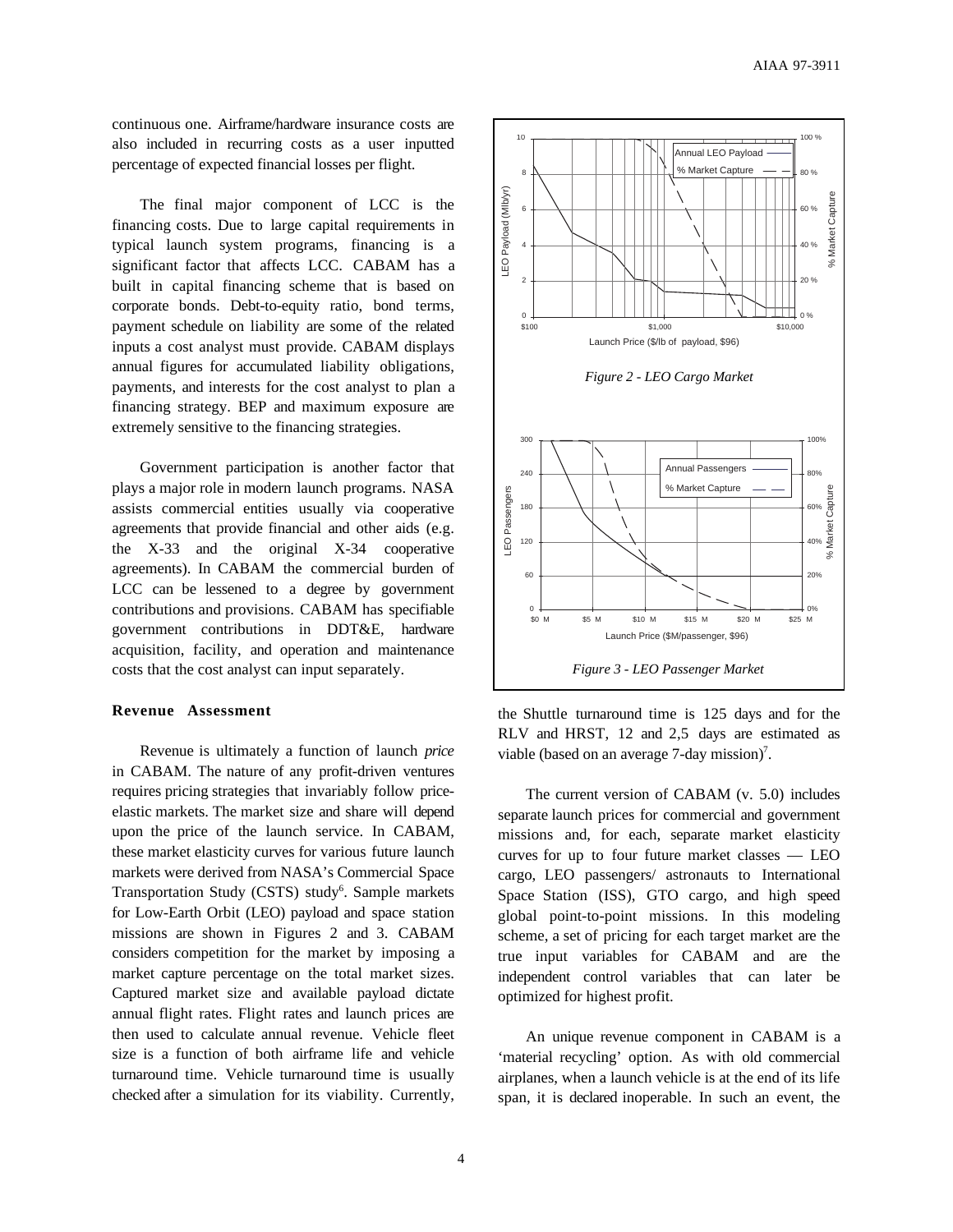continuous one. Airframe/hardware insurance costs are also included in recurring costs as a user inputted percentage of expected financial losses per flight.

The final major component of LCC is the financing costs. Due to large capital requirements in typical launch system programs, financing is a significant factor that affects LCC. CABAM has a built in capital financing scheme that is based on corporate bonds. Debt-to-equity ratio, bond terms, payment schedule on liability are some of the related inputs a cost analyst must provide. CABAM displays annual figures for accumulated liability obligations, payments, and interests for the cost analyst to plan a financing strategy. BEP and maximum exposure are extremely sensitive to the financing strategies.

Government participation is another factor that plays a major role in modern launch programs. NASA assists commercial entities usually via cooperative agreements that provide financial and other aids (e.g. the X-33 and the original X-34 cooperative agreements). In CABAM the commercial burden of LCC can be lessened to a degree by government contributions and provisions. CABAM has specifiable government contributions in DDT&E, hardware acquisition, facility, and operation and maintenance costs that the cost analyst can input separately.

### Revenue Assessment

Revenue is ultimately a function of launch *price* in CABAM. The nature of any profit-driven ventures requires pricing strategies that invariably follow price-elastic markets. The market size and share will depend upon the price of the launch service. In CABAM, these market elasticity curves for various future launch markets were derived from NASA's Commercial Space Transportation Study (CSTS) study[6]. Sample markets for Low-Earth Orbit (LEO) payload and space station missions are shown in Figures 2 and 3. CABAM considers competition for the market by imposing a market capture percentage on the total market sizes. Captured market size and available payload dictate annual flight rates. Flight rates and launch prices are then used to calculate annual revenue. Vehicle fleet size is a function of both airframe life and vehicle turnaround time. Vehicle turnaround time is usually checked after a simulation for its viability. Currently, the Shuttle turnaround time is 125 days and for the RLV and HRST, 12 and 2,5 days are estimated as viable (based on an average 7-day mission)[7].

*Figure 2 - LEO Cargo Market*

*Figure 3 - LEO Passenger Market*

The current version of CABAM (v. 5.0) includes separate launch prices for commercial and government missions and, for each, separate market elasticity curves for up to four future market classes — LEO cargo, LEO passengers/ astronauts to International Space Station (ISS), GTO cargo, and high speed global point-to-point missions. In this modeling scheme, a set of pricing for each target market are the true input variables for CABAM and are the independent control variables that can later be optimized for highest profit.

An unique revenue component in CABAM is a 'material recycling' option. As with old commercial airplanes, when a launch vehicle is at the end of its life span, it is declared inoperable. In such an event, the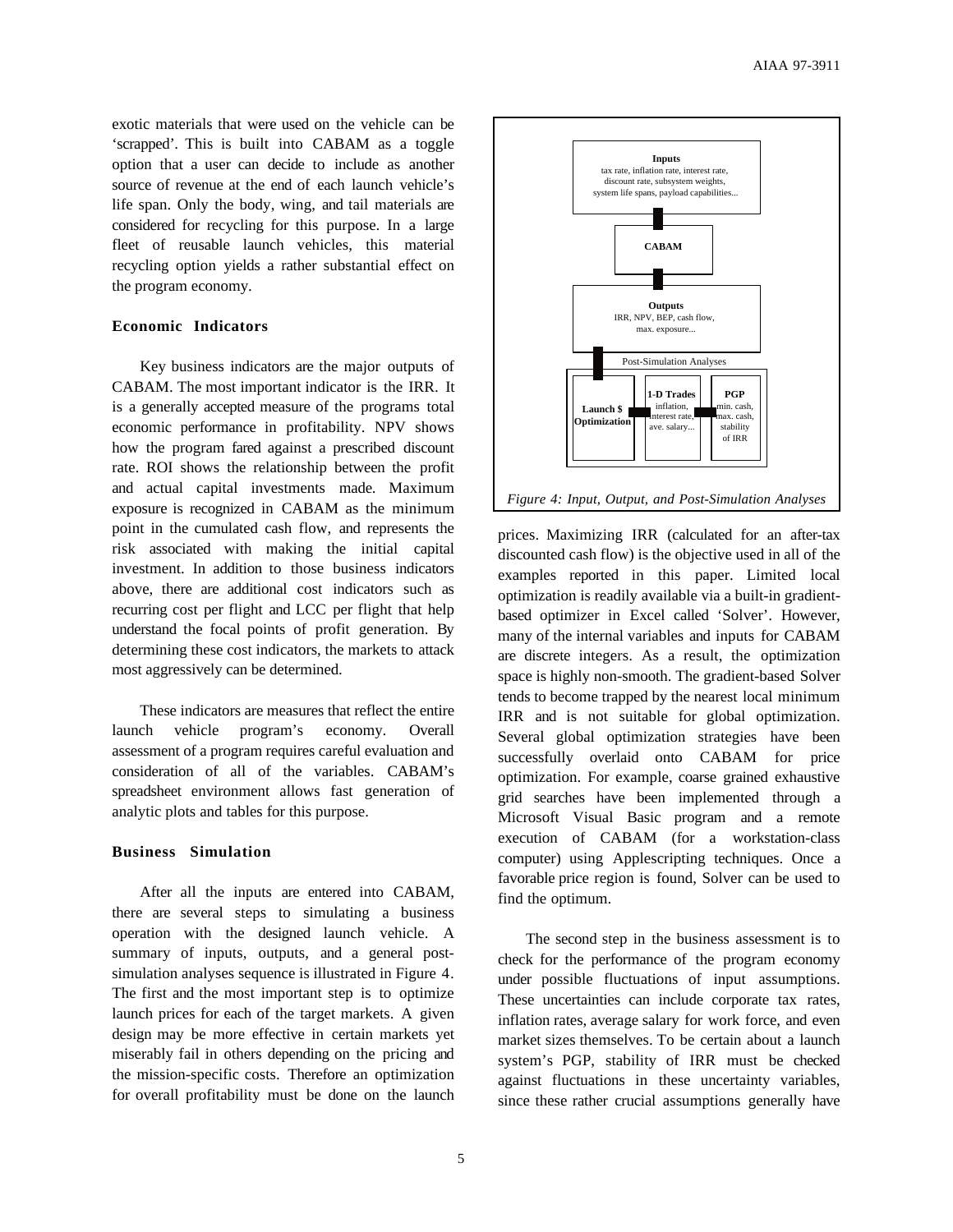exotic materials that were used on the vehicle can be 'scrapped'. This is built into CABAM as a toggle option that a user can decide to include as another source of revenue at the end of each launch vehicle's life span. Only the body, wing, and tail materials are considered for recycling for this purpose. In a large fleet of reusable launch vehicles, this material recycling option yields a rather substantial effect on the program economy.

### Economic Indicators

Key business indicators are the major outputs of CABAM. The most important indicator is the IRR. It is a generally accepted measure of the programs total economic performance in profitability. NPV shows how the program fared against a prescribed discount rate. ROI shows the relationship between the profit and actual capital investments made. Maximum exposure is recognized in CABAM as the minimum point in the cumulated cash flow, and represents the risk associated with making the initial capital investment. In addition to those business indicators above, there are additional cost indicators such as recurring cost per flight and LCC per flight that help understand the focal points of profit generation. By determining these cost indicators, the markets to attack most aggressively can be determined.

These indicators are measures that reflect the entire launch vehicle program's economy. Overall assessment of a program requires careful evaluation and consideration of all of the variables. CABAM's spreadsheet environment allows fast generation of analytic plots and tables for this purpose.

### Business Simulation

After all the inputs are entered into CABAM, there are several steps to simulating a business operation with the designed launch vehicle. A summary of inputs, outputs, and a general post-simulation analyses sequence is illustrated in Figure 4. The first and the most important step is to optimize launch prices for each of the target markets. A given design may be more effective in certain markets yet miserably fail in others depending on the pricing and the mission-specific costs. Therefore an optimization for overall profitability must be done on the launch prices. Maximizing IRR (calculated for an after-tax discounted cash flow) is the objective used in all of the examples reported in this paper. Limited local optimization is readily available via a built-in gradient-based optimizer in Excel called 'Solver'. However, many of the internal variables and inputs for CABAM are discrete integers. As a result, the optimization space is highly non-smooth. The gradient-based Solver tends to become trapped by the nearest local minimum IRR and is not suitable for global optimization. Several global optimization strategies have been successfully overlaid onto CABAM for price optimization. For example, coarse grained exhaustive grid searches have been implemented through a Microsoft Visual Basic program and a remote execution of CABAM (for a workstation-class computer) using Applescripting techniques. Once a favorable price region is found, Solver can be used to find the optimum.

**Inputs**
tax rate, inflation rate, interest rate, discount rate, subsystem weights, system life spans, payload capabilities...

**CABAM**

**Outputs**
IRR, NPV, BEP, cash flow, max. exposure...

Post-Simulation Analyses

**Launch $ Optimization**

**1-D Trades**
inflation, interest rate, ave. salary...

**PGP**
min. cash, max. cash, stability of IRR

*Figure 4: Input, Output, and Post-Simulation Analyses*

The second step in the business assessment is to check for the performance of the program economy under possible fluctuations of input assumptions. These uncertainties can include corporate tax rates, inflation rates, average salary for work force, and even market sizes themselves. To be certain about a launch system's PGP, stability of IRR must be checked against fluctuations in these uncertainty variables, since these rather crucial assumptions generally have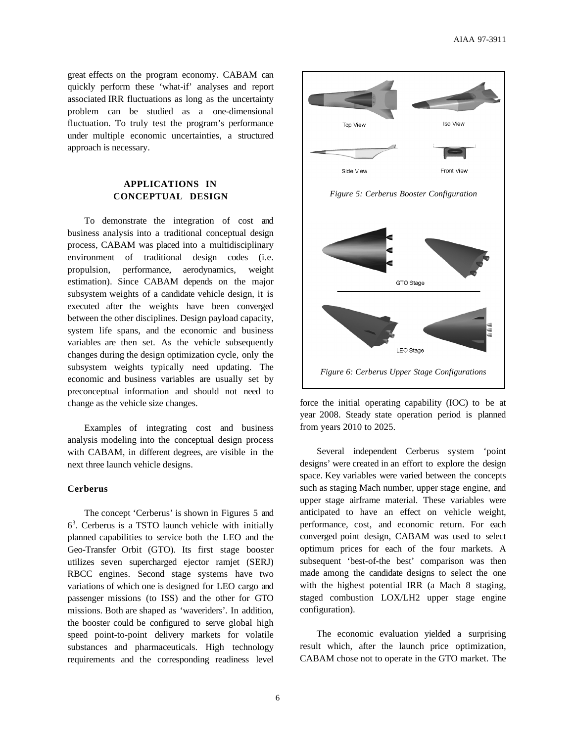great effects on the program economy. CABAM can quickly perform these 'what-if' analyses and report associated IRR fluctuations as long as the uncertainty problem can be studied as a one-dimensional fluctuation. To truly test the program's performance under multiple economic uncertainties, a structured approach is necessary.

## APPLICATIONS IN CONCEPTUAL DESIGN

To demonstrate the integration of cost and business analysis into a traditional conceptual design process, CABAM was placed into a multidisciplinary environment of traditional design codes (i.e. propulsion, performance, aerodynamics, weight estimation). Since CABAM depends on the major subsystem weights of a candidate vehicle design, it is executed after the weights have been converged between the other disciplines. Design payload capacity, system life spans, and the economic and business variables are then set. As the vehicle subsequently changes during the design optimization cycle, only the subsystem weights typically need updating. The economic and business variables are usually set by preconceptual information and should not need to change as the vehicle size changes.

Examples of integrating cost and business analysis modeling into the conceptual design process with CABAM, in different degrees, are visible in the next three launch vehicle designs.

### Cerberus

The concept 'Cerberus' is shown in Figures 5 and 6[3]. Cerberus is a TSTO launch vehicle with initially planned capabilities to service both the LEO and the Geo-Transfer Orbit (GTO). Its first stage booster utilizes seven supercharged ejector ramjet (SERJ) RBCC engines. Second stage systems have two variations of which one is designed for LEO cargo and passenger missions (to ISS) and the other for GTO missions. Both are shaped as 'waveriders'. In addition, the booster could be configured to serve global high speed point-to-point delivery markets for volatile substances and pharmaceuticals. High technology requirements and the corresponding readiness level force the initial operating capability (IOC) to be at year 2008. Steady state operation period is planned from years 2010 to 2025.

Top View

Iso View

Side View

Front View

*Figure 5: Cerberus Booster Configuration*

GTO Stage

LEO Stage

*Figure 6: Cerberus Upper Stage Configurations*

Several independent Cerberus system 'point designs' were created in an effort to explore the design space. Key variables were varied between the concepts such as staging Mach number, upper stage engine, and upper stage airframe material. These variables were anticipated to have an effect on vehicle weight, performance, cost, and economic return. For each converged point design, CABAM was used to select optimum prices for each of the four markets. A subsequent 'best-of-the best' comparison was then made among the candidate designs to select the one with the highest potential IRR (a Mach 8 staging, staged combustion LOX/LH2 upper stage engine configuration).

The economic evaluation yielded a surprising result which, after the launch price optimization, CABAM chose not to operate in the GTO market. The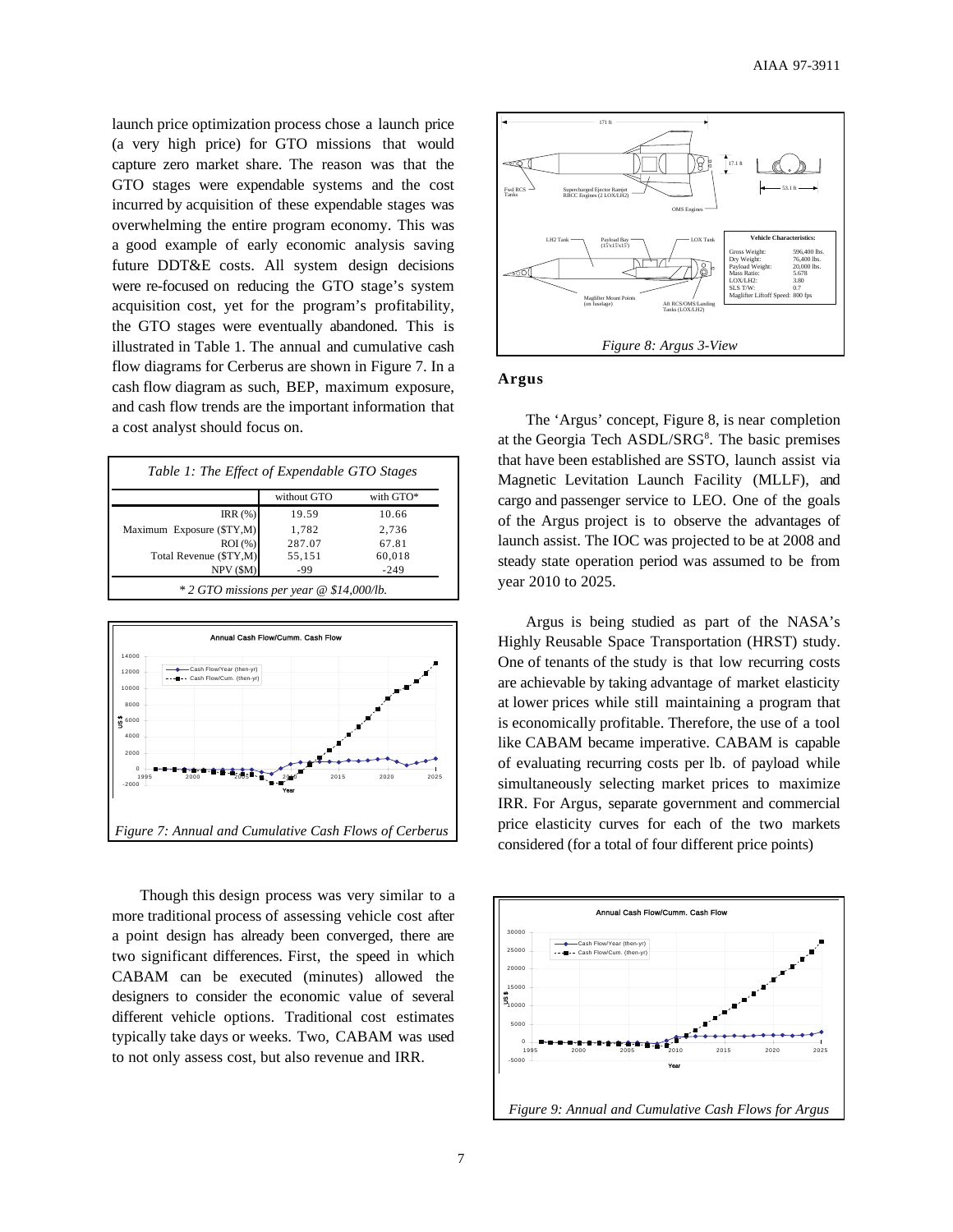launch price optimization process chose a launch price (a very high price) for GTO missions that would capture zero market share. The reason was that the GTO stages were expendable systems and the cost incurred by acquisition of these expendable stages was overwhelming the entire program economy. This was a good example of early economic analysis saving future DDT&E costs. All system design decisions were re-focused on reducing the GTO stage's system acquisition cost, yet for the program's profitability, the GTO stages were eventually abandoned. This is illustrated in Table 1. The annual and cumulative cash flow diagrams for Cerberus are shown in Figure 7. In a cash flow diagram as such, BEP, maximum exposure, and cash flow trends are the important information that a cost analyst should focus on.

*Table 1: The Effect of Expendable GTO Stages*

| | without GTO | with GTO* |
|---|---|---|
| IRR (%) | 19.59 | 10.66 |
| Maximum Exposure ($TY,M) | 1,782 | 2,736 |
| ROI (%) | 287.07 | 67.81 |
| Total Revenue ($TY,M) | 55,151 | 60,018 |
| NPV ($M) | -99 | -249 |

\* 2 GTO missions per year @ $14,000/lb.

*Figure 7: Annual and Cumulative Cash Flows of Cerberus*

Though this design process was very similar to a more traditional process of assessing vehicle cost after a point design has already been converged, there are two significant differences. First, the speed in which CABAM can be executed (minutes) allowed the designers to consider the economic value of several different vehicle options. Traditional cost estimates typically take days or weeks. Two, CABAM was used to not only assess cost, but also revenue and IRR.

*Figure 8: Argus 3-View*

### Argus

The 'Argus' concept, Figure 8, is near completion at the Georgia Tech ASDL/SRG[8]. The basic premises that have been established are SSTO, launch assist via Magnetic Levitation Launch Facility (MLLF), and cargo and passenger service to LEO. One of the goals of the Argus project is to observe the advantages of launch assist. The IOC was projected to be at 2008 and steady state operation period was assumed to be from year 2010 to 2025.

Argus is being studied as part of the NASA's Highly Reusable Space Transportation (HRST) study. One of tenants of the study is that low recurring costs are achievable by taking advantage of market elasticity at lower prices while still maintaining a program that is economically profitable. Therefore, the use of a tool like CABAM became imperative. CABAM is capable of evaluating recurring costs per lb. of payload while simultaneously selecting market prices to maximize IRR. For Argus, separate government and commercial price elasticity curves for each of the two markets considered (for a total of four different price points)

*Figure 9: Annual and Cumulative Cash Flows for Argus*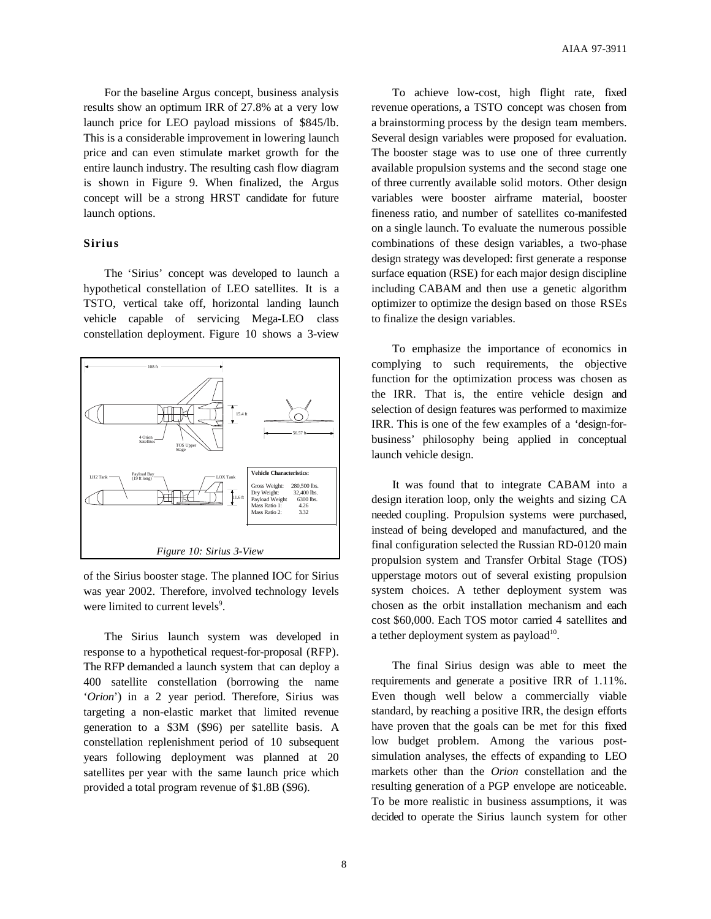For the baseline Argus concept, business analysis results show an optimum IRR of 27.8% at a very low launch price for LEO payload missions of $845/lb. This is a considerable improvement in lowering launch price and can even stimulate market growth for the entire launch industry. The resulting cash flow diagram is shown in Figure 9. When finalized, the Argus concept will be a strong HRST candidate for future launch options.

### Sirius

The 'Sirius' concept was developed to launch a hypothetical constellation of LEO satellites. It is a TSTO, vertical take off, horizontal landing launch vehicle capable of servicing Mega-LEO class constellation deployment. Figure 10 shows a 3-view of the Sirius booster stage. The planned IOC for Sirius was year 2002. Therefore, involved technology levels were limited to current levels[9].

| Vehicle Characteristics: | |
|---|---|
| Gross Weight: | 280,500 lbs. |
| Dry Weight: | 32,400 lbs. |
| Payload Weight | 6300 lbs. |
| Mass Ratio 1: | 4.26 |
| Mass Ratio 2: | 3.32 |

*Figure 10: Sirius 3-View*

The Sirius launch system was developed in response to a hypothetical request-for-proposal (RFP). The RFP demanded a launch system that can deploy a 400 satellite constellation (borrowing the name '*Orion*') in a 2 year period. Therefore, Sirius was targeting a non-elastic market that limited revenue generation to a $3M ($96) per satellite basis. A constellation replenishment period of 10 subsequent years following deployment was planned at 20 satellites per year with the same launch price which provided a total program revenue of $1.8B ($96).

To achieve low-cost, high flight rate, fixed revenue operations, a TSTO concept was chosen from a brainstorming process by the design team members. Several design variables were proposed for evaluation. The booster stage was to use one of three currently available propulsion systems and the second stage one of three currently available solid motors. Other design variables were booster airframe material, booster fineness ratio, and number of satellites co-manifested on a single launch. To evaluate the numerous possible combinations of these design variables, a two-phase design strategy was developed: first generate a response surface equation (RSE) for each major design discipline including CABAM and then use a genetic algorithm optimizer to optimize the design based on those RSEs to finalize the design variables.

To emphasize the importance of economics in complying to such requirements, the objective function for the optimization process was chosen as the IRR. That is, the entire vehicle design and selection of design features was performed to maximize IRR. This is one of the few examples of a 'design-for-business' philosophy being applied in conceptual launch vehicle design.

It was found that to integrate CABAM into a design iteration loop, only the weights and sizing CA needed coupling. Propulsion systems were purchased, instead of being developed and manufactured, and the final configuration selected the Russian RD-0120 main propulsion system and Transfer Orbital Stage (TOS) upperstage motors out of several existing propulsion system choices. A tether deployment system was chosen as the orbit installation mechanism and each cost $60,000. Each TOS motor carried 4 satellites and a tether deployment system as payload[10].

The final Sirius design was able to meet the requirements and generate a positive IRR of 1.11%. Even though well below a commercially viable standard, by reaching a positive IRR, the design efforts have proven that the goals can be met for this fixed low budget problem. Among the various post-simulation analyses, the effects of expanding to LEO markets other than the *Orion* constellation and the resulting generation of a PGP envelope are noticeable. To be more realistic in business assumptions, it was decided to operate the Sirius launch system for other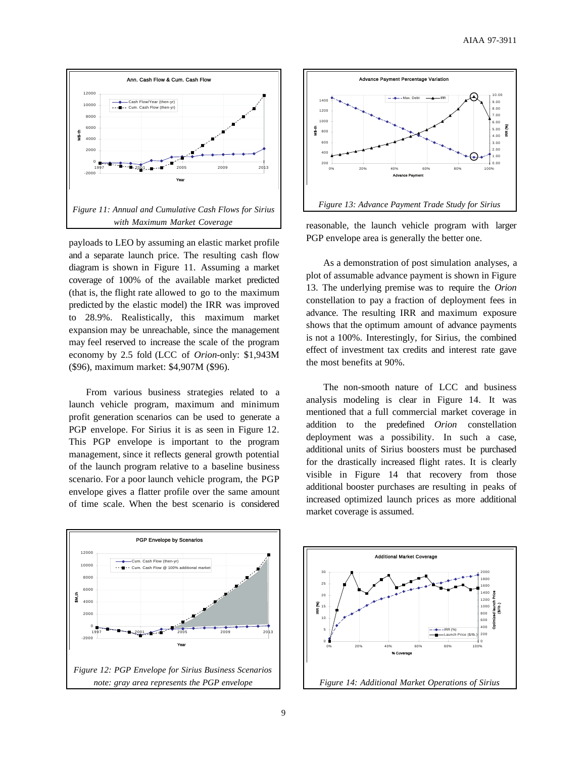*Figure 11: Annual and Cumulative Cash Flows for Sirius with Maximum Market Coverage*

payloads to LEO by assuming an elastic market profile and a separate launch price. The resulting cash flow diagram is shown in Figure 11. Assuming a market coverage of 100% of the available market predicted (that is, the flight rate allowed to go to the maximum predicted by the elastic model) the IRR was improved to 28.9%. Realistically, this maximum market expansion may be unreachable, since the management may feel reserved to increase the scale of the program economy by 2.5 fold (LCC of *Orion*-only: $1,943M ($96), maximum market: $4,907M ($96).

From various business strategies related to a launch vehicle program, maximum and minimum profit generation scenarios can be used to generate a PGP envelope. For Sirius it is as seen in Figure 12. This PGP envelope is important to the program management, since it reflects general growth potential of the launch program relative to a baseline business scenario. For a poor launch vehicle program, the PGP envelope gives a flatter profile over the same amount of time scale. When the best scenario is considered reasonable, the launch vehicle program with larger PGP envelope area is generally the better one.

*Figure 12: PGP Envelope for Sirius Business Scenarios note: gray area represents the PGP envelope*

*Figure 13: Advance Payment Trade Study for Sirius*

As a demonstration of post simulation analyses, a plot of assumable advance payment is shown in Figure 13. The underlying premise was to require the *Orion* constellation to pay a fraction of deployment fees in advance. The resulting IRR and maximum exposure shows that the optimum amount of advance payments is not a 100%. Interestingly, for Sirius, the combined effect of investment tax credits and interest rate gave the most benefits at 90%.

The non-smooth nature of LCC and business analysis modeling is clear in Figure 14. It was mentioned that a full commercial market coverage in addition to the predefined *Orion* constellation deployment was a possibility. In such a case, additional units of Sirius boosters must be purchased for the drastically increased flight rates. It is clearly visible in Figure 14 that recovery from those additional booster purchases are resulting in peaks of increased optimized launch prices as more additional market coverage is assumed.

*Figure 14: Additional Market Operations of Sirius*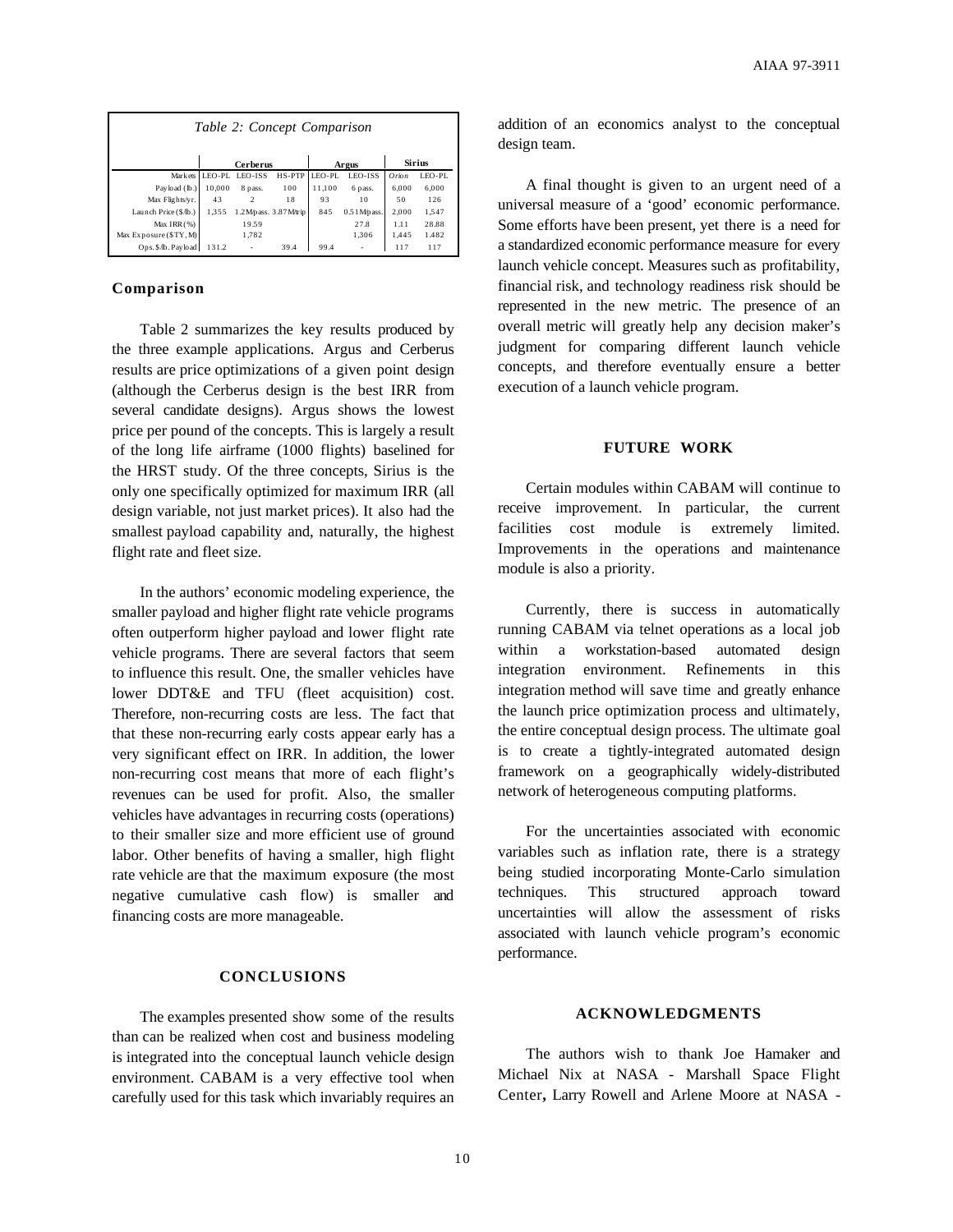*Table 2: Concept Comparison*

| | Cerberus | | | Argus | | Sirius | |
|---|---|---|---|---|---|---|---|
| Markets | LEO-PL | LEO-ISS | HS-PTP | LEO-PL | LEO-ISS | *Orion* | LEO-PL |
| Payload (lb.) | 10,000 | 8 pass. | 100 | 11,100 | 6 pass. | 6,000 | 6,000 |
| Max Flights/yr. | 43 | 2 | 18 | 93 | 10 | 50 | 126 |
| Launch Price ($/lb.) | 1,355 | 1.2M/pass. | 3.87M/trip | 845 | 0.51M/pass. | 2,000 | 1,547 |
| Max IRR (%) | | 19.59 | | | 27.8 | 1.11 | 28.88 |
| Max Exposure ($TY, M) | | 1,782 | | | 1,306 | 1,445 | 1.482 |
| Ops. $/lb. Payload | 131.2 | - | 39.4 | 99.4 | - | 117 | 117 |

## Comparison

Table 2 summarizes the key results produced by the three example applications. Argus and Cerberus results are price optimizations of a given point design (although the Cerberus design is the best IRR from several candidate designs). Argus shows the lowest price per pound of the concepts. This is largely a result of the long life airframe (1000 flights) baselined for the HRST study. Of the three concepts, Sirius is the only one specifically optimized for maximum IRR (all design variable, not just market prices). It also had the smallest payload capability and, naturally, the highest flight rate and fleet size.

In the authors' economic modeling experience, the smaller payload and higher flight rate vehicle programs often outperform higher payload and lower flight rate vehicle programs. There are several factors that seem to influence this result. One, the smaller vehicles have lower DDT&E and TFU (fleet acquisition) cost. Therefore, non-recurring costs are less. The fact that that these non-recurring early costs appear early has a very significant effect on IRR. In addition, the lower non-recurring cost means that more of each flight's revenues can be used for profit. Also, the smaller vehicles have advantages in recurring costs (operations) to their smaller size and more efficient use of ground labor. Other benefits of having a smaller, high flight rate vehicle are that the maximum exposure (the most negative cumulative cash flow) is smaller and financing costs are more manageable.

## CONCLUSIONS

The examples presented show some of the results than can be realized when cost and business modeling is integrated into the conceptual launch vehicle design environment. CABAM is a very effective tool when carefully used for this task which invariably requires an addition of an economics analyst to the conceptual design team.

A final thought is given to an urgent need of a universal measure of a 'good' economic performance. Some efforts have been present, yet there is a need for a standardized economic performance measure for every launch vehicle concept. Measures such as profitability, financial risk, and technology readiness risk should be represented in the new metric. The presence of an overall metric will greatly help any decision maker's judgment for comparing different launch vehicle concepts, and therefore eventually ensure a better execution of a launch vehicle program.

## FUTURE WORK

Certain modules within CABAM will continue to receive improvement. In particular, the current facilities cost module is extremely limited. Improvements in the operations and maintenance module is also a priority.

Currently, there is success in automatically running CABAM via telnet operations as a local job within a workstation-based automated design integration environment. Refinements in this integration method will save time and greatly enhance the launch price optimization process and ultimately, the entire conceptual design process. The ultimate goal is to create a tightly-integrated automated design framework on a geographically widely-distributed network of heterogeneous computing platforms.

For the uncertainties associated with economic variables such as inflation rate, there is a strategy being studied incorporating Monte-Carlo simulation techniques. This structured approach toward uncertainties will allow the assessment of risks associated with launch vehicle program's economic performance.

## ACKNOWLEDGMENTS

The authors wish to thank Joe Hamaker and Michael Nix at NASA - Marshall Space Flight Center**,** Larry Rowell and Arlene Moore at NASA -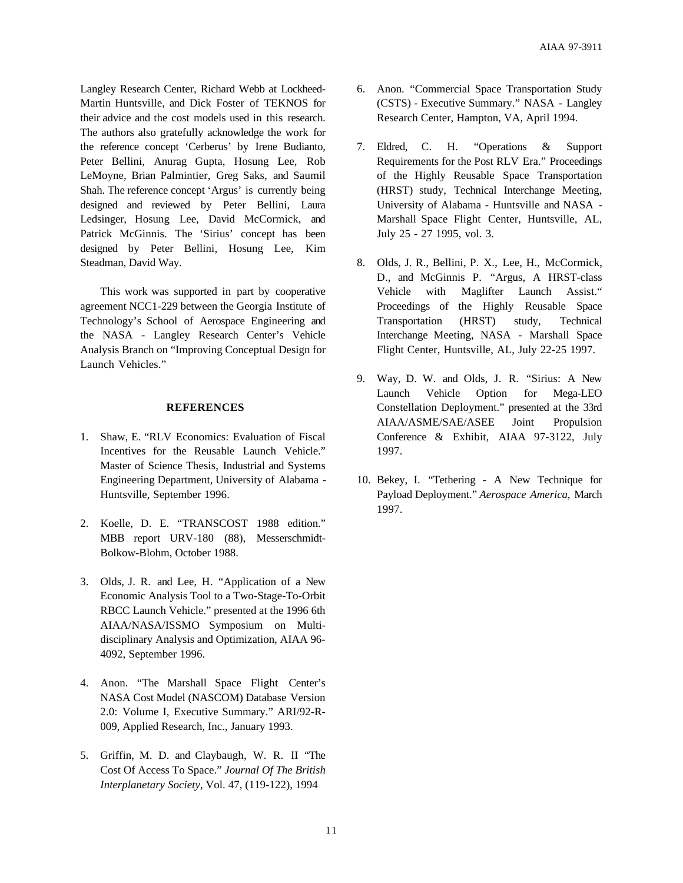Langley Research Center, Richard Webb at Lockheed-Martin Huntsville, and Dick Foster of TEKNOS for their advice and the cost models used in this research. The authors also gratefully acknowledge the work for the reference concept 'Cerberus' by Irene Budianto, Peter Bellini, Anurag Gupta, Hosung Lee, Rob LeMoyne, Brian Palmintier, Greg Saks, and Saumil Shah. The reference concept 'Argus' is currently being designed and reviewed by Peter Bellini, Laura Ledsinger, Hosung Lee, David McCormick, and Patrick McGinnis. The 'Sirius' concept has been designed by Peter Bellini, Hosung Lee, Kim Steadman, David Way.

This work was supported in part by cooperative agreement NCC1-229 between the Georgia Institute of Technology's School of Aerospace Engineering and the NASA - Langley Research Center's Vehicle Analysis Branch on "Improving Conceptual Design for Launch Vehicles."

## REFERENCES

1. Shaw, E. "RLV Economics: Evaluation of Fiscal Incentives for the Reusable Launch Vehicle." Master of Science Thesis, Industrial and Systems Engineering Department, University of Alabama - Huntsville, September 1996.

2. Koelle, D. E. "TRANSCOST 1988 edition." MBB report URV-180 (88), Messerschmidt-Bolkow-Blohm, October 1988.

3. Olds, J. R. and Lee, H. "Application of a New Economic Analysis Tool to a Two-Stage-To-Orbit RBCC Launch Vehicle." presented at the 1996 6th AIAA/NASA/ISSMO Symposium on Multi-disciplinary Analysis and Optimization, AIAA 96-4092, September 1996.

4. Anon. "The Marshall Space Flight Center's NASA Cost Model (NASCOM) Database Version 2.0: Volume I, Executive Summary." ARI/92-R-009, Applied Research, Inc., January 1993.

5. Griffin, M. D. and Claybaugh, W. R. II "The Cost Of Access To Space." *Journal Of The British Interplanetary Society*, Vol. 47, (119-122), 1994

6. Anon. "Commercial Space Transportation Study (CSTS) - Executive Summary." NASA - Langley Research Center, Hampton, VA, April 1994.

7. Eldred, C. H. "Operations & Support Requirements for the Post RLV Era." Proceedings of the Highly Reusable Space Transportation (HRST) study, Technical Interchange Meeting, University of Alabama - Huntsville and NASA - Marshall Space Flight Center, Huntsville, AL, July 25 - 27 1995, vol. 3.

8. Olds, J. R., Bellini, P. X., Lee, H., McCormick, D., and McGinnis P. "Argus, A HRST-class Vehicle with Maglifter Launch Assist." Proceedings of the Highly Reusable Space Transportation (HRST) study, Technical Interchange Meeting, NASA - Marshall Space Flight Center, Huntsville, AL, July 22-25 1997.

9. Way, D. W. and Olds, J. R. "Sirius: A New Launch Vehicle Option for Mega-LEO Constellation Deployment." presented at the 33rd AIAA/ASME/SAE/ASEE Joint Propulsion Conference & Exhibit, AIAA 97-3122, July 1997.

10. Bekey, I. "Tethering - A New Technique for Payload Deployment." *Aerospace America*, March 1997.